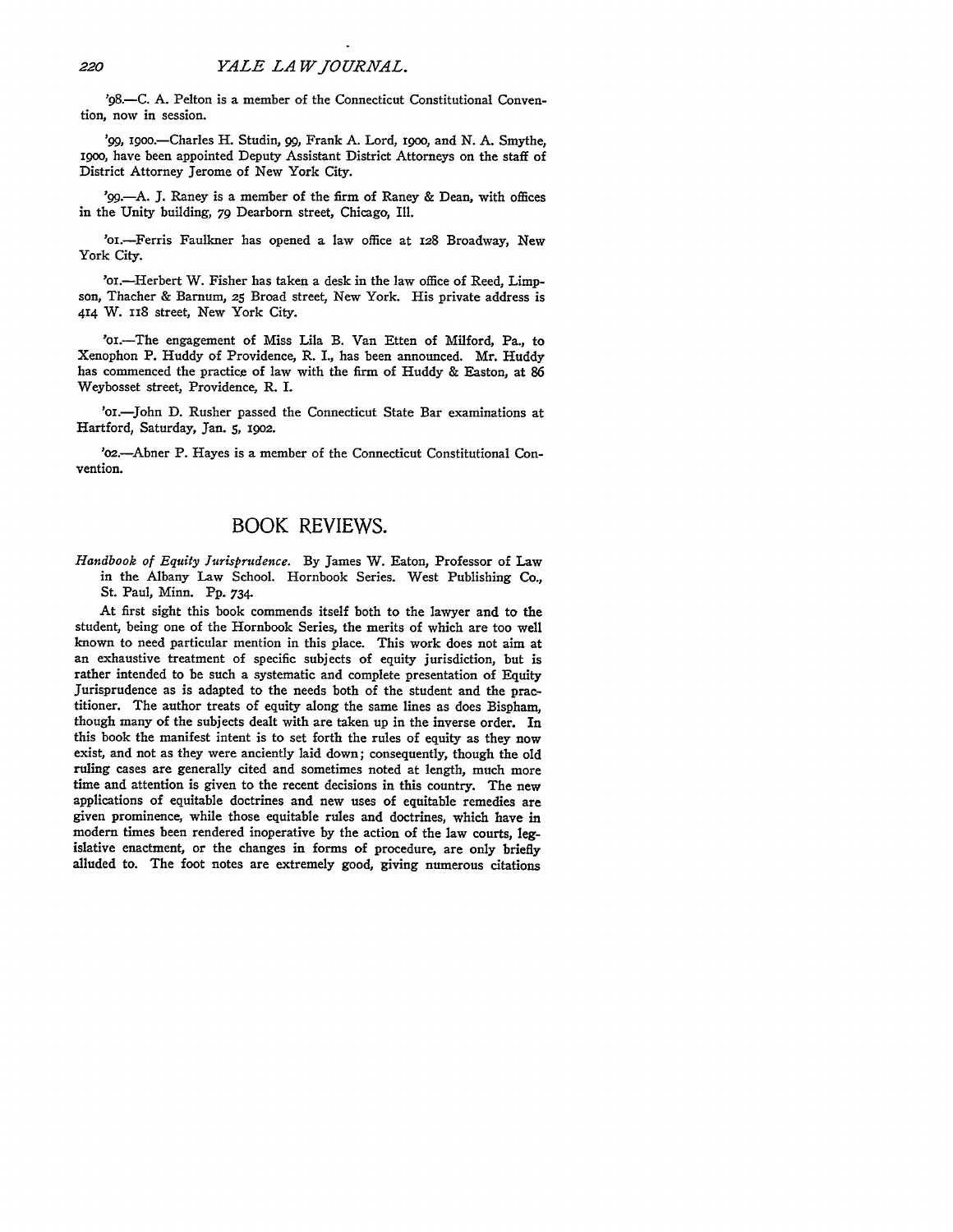'98.—C. A. Pelton is a member of the Connecticut Constitutional Convention, now in session.

'99, 1900.—Charles H. Studin, 99, Frank A. Lord, 1900, and N. A. Smythe, 1900, have been appointed Deputy Assistant District Attorneys on the staff of District Attorney Jerome of New York City.

'99.—A. J. Raney is a member of the firm of Raney & Dean, with offices in the Unity building, 79 Dearborn street, Chicago, Ill.

'01.—Ferris Faulkner has opened a law office at 128 Broadway, New York City.

'01.—Herbert W. Fisher has taken a desk in the law office of Reed, Limpson, Thacher & Barnum, 25 Broad street, New York. His private address is 414 W. 118 street, New York City.

'01.—The engagement of Miss Lila B. Van Etten of Milford, Pa., to Xenophon P. Huddy of Providence, R. I., has been announced. Mr. Huddy has commenced the practice of law with the firm of Huddy & Easton, at 86 Weybosset street, Providence, R. I.

'01.—John D. Rusher passed the Connecticut State Bar examinations at Hartford, Saturday, Jan. 5, 1902.

'02.—Abner P. Hayes is a member of the Connecticut Constitutional Convention.

## BOOK REVIEWS.

*Handbook of Equity Jurisprudence.* By James W. Eaton, Professor of Law in the Albany Law School. Hornbook Series. West Publishing Co., St. Paul, Minn. Pp. 734.

At first sight this book commends itself both to the lawyer and to the student, being one of the Hornbook Series, the merits of which are too well known to need particular mention in this place. This work does not aim at an exhaustive treatment of specific subjects of equity jurisdiction, but is rather intended to be such a systematic and complete presentation of Equity Jurisprudence as is adapted to the needs both of the student and the practitioner. The author treats of equity along the same lines as does Bispham, though many of the subjects dealt with are taken up in the inverse order. In this book the manifest intent is to set forth the rules of equity as they now exist, and not as they were anciently laid down; consequently, though the old ruling cases are generally cited and sometimes noted at length, much more time and attention is given to the recent decisions in this country. The new applications of equitable doctrines and new uses of equitable remedies are given prominence, while those equitable rules and doctrines, which have in modern times been rendered inoperative by the action of the law courts, legislative enactment, or the changes in forms of procedure, are only briefly alluded to. The foot notes are extremely good, giving numerous citations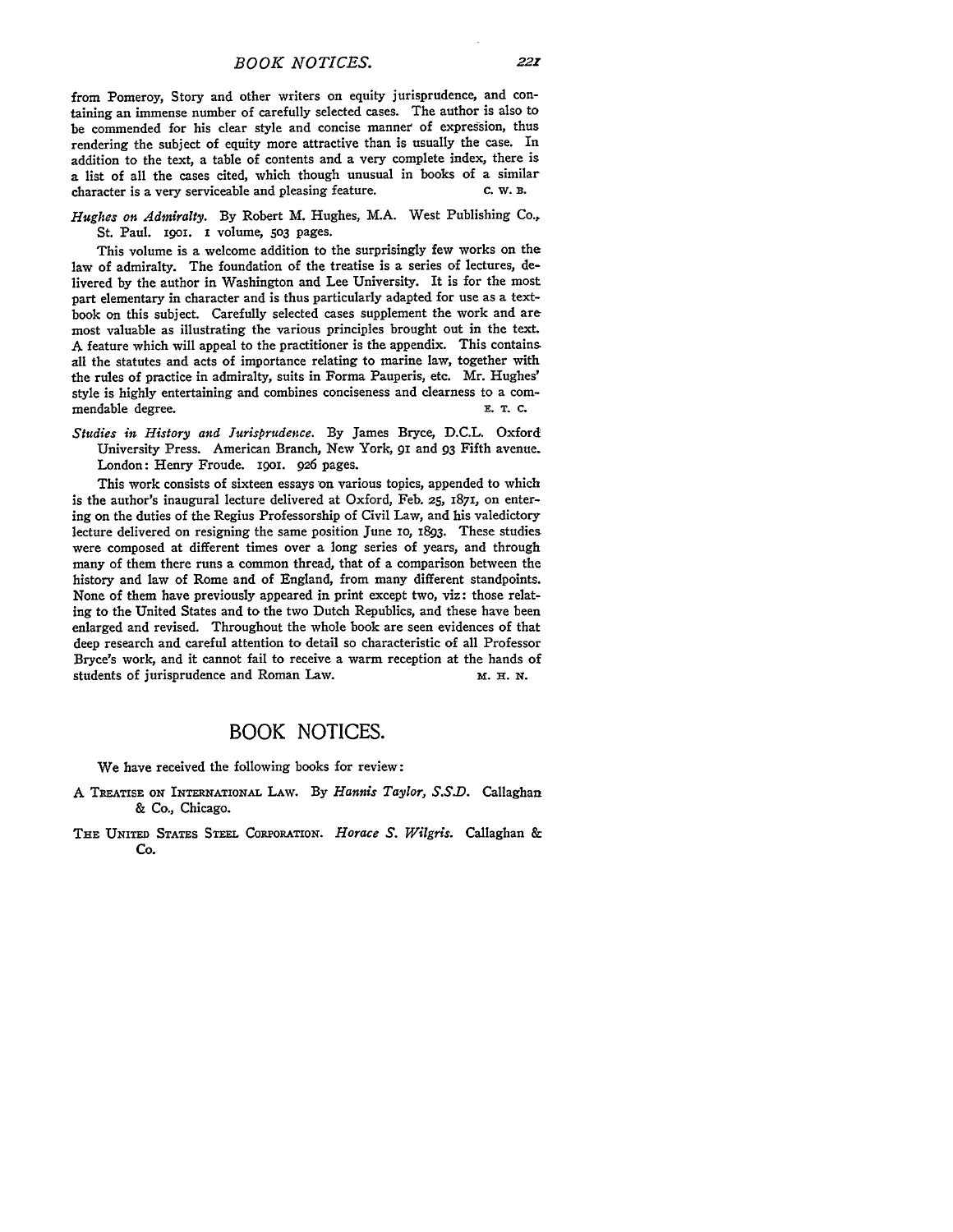from Pomeroy, Story and other writers on equity jurisprudence, and containing an immense number of carefully selected cases. The author is also to be commended for his clear style and concise manner of expression, thus rendering the subject of equity more attractive than is usually the case. In addition to the text, a table of contents and a very complete index, there is a list of all the cases cited, which though unusual in books of a similar character is a very serviceable and pleasing feature. C. W. B.

*Hughes on Admiralty.* By Robert M. Hughes, M.A. West Publishing Co., St. Paul. 1901. 1 volume, 503 pages.

This volume is a welcome addition to the surprisingly few works on the law of admiralty. The foundation of the treatise is a series of lectures, delivered by the author in Washington and Lee University. It is for the most part elementary in character and is thus particularly adapted for use as a textbook on this subject. Carefully selected cases supplement the work and are most valuable as illustrating the various principles brought out in the text. A feature which will appeal to the practitioner is the appendix. This contains all the statutes and acts of importance relating to marine law, together with the rules of practice in admiralty, suits in Forma Pauperis, etc. Mr. Hughes' style is highly entertaining and combines conciseness and clearness to a commendable degree. E. T. C.

*Studies in History and Jurisprudence.* By James Bryce, D.C.L. Oxford University Press. American Branch, New York, 91 and 93 Fifth avenue. London: Henry Froude. 1901. 926 pages.

This work consists of sixteen essays on various topics, appended to which is the author's inaugural lecture delivered at Oxford, Feb. 25, 1871, on entering on the duties of the Regius Professorship of Civil Law, and his valedictory lecture delivered on resigning the same position June 10, 1893. These studies were composed at different times over a long series of years, and through many of them there runs a common thread, that of a comparison between the history and law of Rome and of England, from many different standpoints. None of them have previously appeared in print except two, viz: those relating to the United States and to the two Dutch Republics, and these have been enlarged and revised. Throughout the whole book are seen evidences of that deep research and careful attention to detail so characteristic of all Professor Bryce's work, and it cannot fail to receive a warm reception at the hands of students of jurisprudence and Roman Law. M. H. N.

## BOOK NOTICES.

We have received the following books for review:

A TREATISE ON INTERNATIONAL LAW. By *Hannis Taylor, S.S.D.* Callaghan & Co., Chicago.

THE UNITED STATES STEEL CORPORATION. *Horace S. Wilgris.* Callaghan & Co.